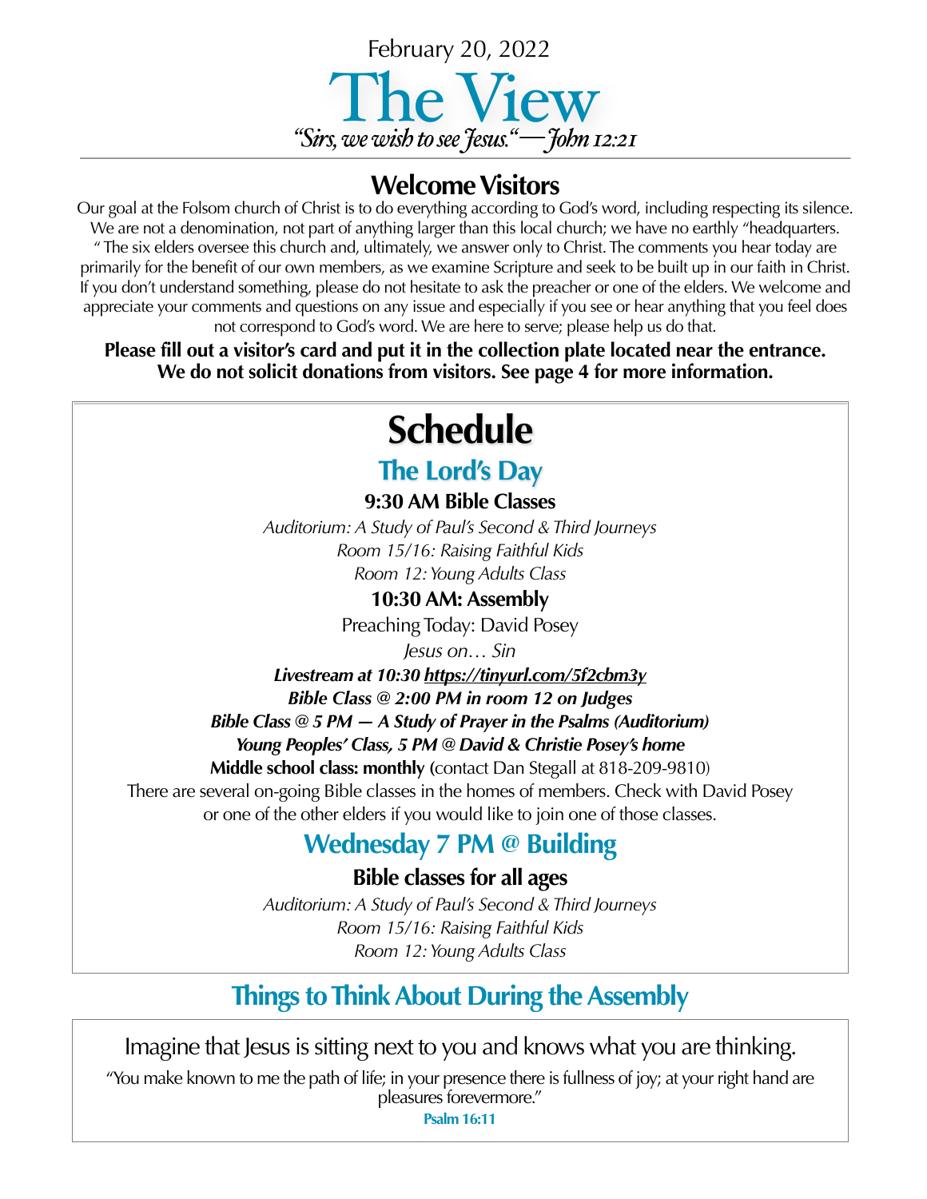February 20, 2022

# The View

*"Sirs, we wish to see Jesus."—John 12:21*

## Welcome Visitors

Our goal at the Folsom church of Christ is to do everything according to God's word, including respecting its silence. We are not a denomination, not part of anything larger than this local church; we have no earthly "headquarters. " The six elders oversee this church and, ultimately, we answer only to Christ. The comments you hear today are primarily for the benefit of our own members, as we examine Scripture and seek to be built up in our faith in Christ. If you don't understand something, please do not hesitate to ask the preacher or one of the elders. We welcome and appreciate your comments and questions on any issue and especially if you see or hear anything that you feel does not correspond to God's word. We are here to serve; please help us do that.

**Please fill out a visitor's card and put it in the collection plate located near the entrance. We do not solicit donations from visitors. See page 4 for more information.**

# Schedule

## The Lord's Day

### 9:30 AM Bible Classes

*Auditorium: A Study of Paul's Second & Third Journeys*
*Room 15/16: Raising Faithful Kids*
*Room 12: Young Adults Class*

### 10:30 AM: Assembly

Preaching Today: David Posey

*Jesus on… Sin*

***Livestream at 10:30 https://tinyurl.com/5f2cbm3y***
***Bible Class @ 2:00 PM in room 12 on Judges***
***Bible Class @ 5 PM — A Study of Prayer in the Psalms (Auditorium)***
***Young Peoples' Class, 5 PM @ David & Christie Posey's home***

**Middle school class: monthly (**contact Dan Stegall at 818-209-9810)

There are several on-going Bible classes in the homes of members. Check with David Posey or one of the other elders if you would like to join one of those classes.

## Wednesday 7 PM @ Building

### Bible classes for all ages

*Auditorium: A Study of Paul's Second & Third Journeys*
*Room 15/16: Raising Faithful Kids*
*Room 12: Young Adults Class*

## Things to Think About During the Assembly

Imagine that Jesus is sitting next to you and knows what you are thinking.

"You make known to me the path of life; in your presence there is fullness of joy; at your right hand are pleasures forevermore."

**Psalm 16:11**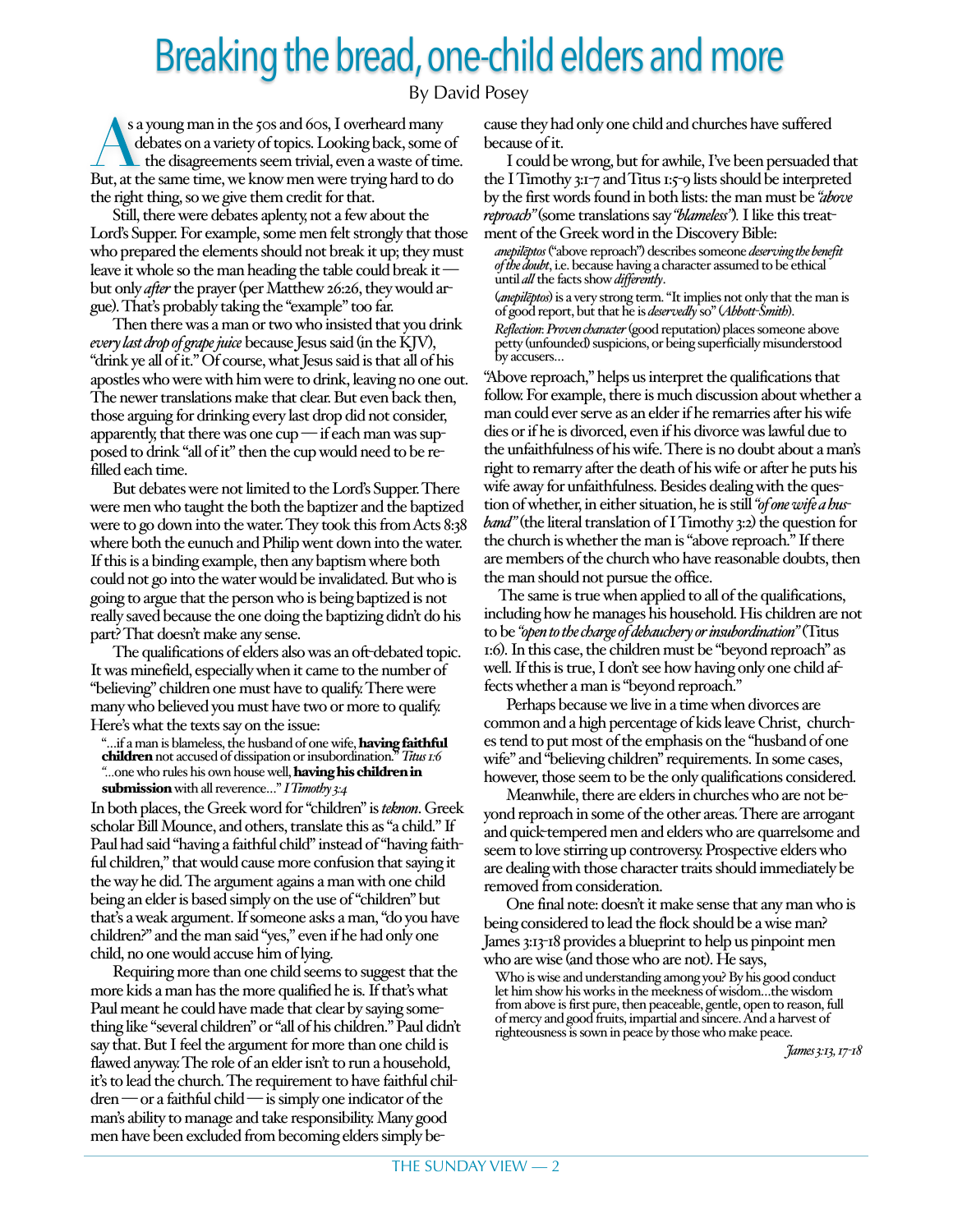# Breaking the bread, one-child elders and more

By David Posey

As a young man in the 50s and 60s, I overheard many debates on a variety of topics. Looking back, some of the disagreements seem trivial, even a waste of time. But, at the same time, we know men were trying hard to do the right thing, so we give them credit for that.

Still, there were debates aplenty, not a few about the Lord's Supper. For example, some men felt strongly that those who prepared the elements should not break it up; they must leave it whole so the man heading the table could break it — but only *after* the prayer (per Matthew 26:26, they would argue). That's probably taking the "example" too far.

Then there was a man or two who insisted that you drink *every last drop of grape juice* because Jesus said (in the KJV), "drink ye all of it." Of course, what Jesus said is that all of his apostles who were with him were to drink, leaving no one out. The newer translations make that clear. But even back then, those arguing for drinking every last drop did not consider, apparently, that there was one cup — if each man was supposed to drink "all of it" then the cup would need to be refilled each time.

But debates were not limited to the Lord's Supper. There were men who taught the both the baptizer and the baptized were to go down into the water. They took this from Acts 8:38 where both the eunuch and Philip went down into the water. If this is a binding example, then any baptism where both could not go into the water would be invalidated. But who is going to argue that the person who is being baptized is not really saved because the one doing the baptizing didn't do his part? That doesn't make any sense.

The qualifications of elders also was an oft-debated topic. It was minefield, especially when it came to the number of "believing" children one must have to qualify. There were many who believed you must have two or more to qualify. Here's what the texts say on the issue:

> "...if a man is blameless, the husband of one wife, **having faithful children** not accused of dissipation or insubordination." *Titus 1:6*
>
> "...one who rules his own house well, **having his children in submission** with all reverence..." *I Timothy 3:4*

In both places, the Greek word for "children" is *teknon*. Greek scholar Bill Mounce, and others, translate this as "a child." If Paul had said "having a faithful child" instead of "having faithful children," that would cause more confusion that saying it the way he did. The argument agains a man with one child being an elder is based simply on the use of "children" but that's a weak argument. If someone asks a man, "do you have children?" and the man said "yes," even if he had only one child, no one would accuse him of lying.

Requiring more than one child seems to suggest that the more kids a man has the more qualified he is. If that's what Paul meant he could have made that clear by saying something like "several children" or "all of his children." Paul didn't say that. But I feel the argument for more than one child is flawed anyway. The role of an elder isn't to run a household, it's to lead the church. The requirement to have faithful children — or a faithful child — is simply one indicator of the man's ability to manage and take responsibility. Many good men have been excluded from becoming elders simply because they had only one child and churches have suffered because of it.

I could be wrong, but for awhile, I've been persuaded that the I Timothy 3:1-7 and Titus 1:5-9 lists should be interpreted by the first words found in both lists: the man must be *"above reproach"* (some translations say *"blameless"*). I like this treatment of the Greek word in the Discovery Bible:

> *anepilēptos* ("above reproach") describes someone *deserving the benefit of the doubt*, i.e. because having a character assumed to be ethical until *all* the facts show *differently*.
>
> (*anepilēptos*) is a very strong term. "It implies not only that the man is of good report, but that he is *deservedly* so" (*Abbott-Smith*).
>
> *Reflection: Proven character* (good reputation) places someone above petty (unfounded) suspicions, or being superficially misunderstood by accusers...

"Above reproach," helps us interpret the qualifications that follow. For example, there is much discussion about whether a man could ever serve as an elder if he remarries after his wife dies or if he is divorced, even if his divorce was lawful due to the unfaithfulness of his wife. There is no doubt about a man's right to remarry after the death of his wife or after he puts his wife away for unfaithfulness. Besides dealing with the question of whether, in either situation, he is still *"of one wife a husband"* (the literal translation of I Timothy 3:2) the question for the church is whether the man is "above reproach." If there are members of the church who have reasonable doubts, then the man should not pursue the office.

The same is true when applied to all of the qualifications, including how he manages his household. His children are not to be *"open to the charge of debauchery or insubordination"* (Titus 1:6). In this case, the children must be "beyond reproach" as well. If this is true, I don't see how having only one child affects whether a man is "beyond reproach."

Perhaps because we live in a time when divorces are common and a high percentage of kids leave Christ, churches tend to put most of the emphasis on the "husband of one wife" and "believing children" requirements. In some cases, however, those seem to be the only qualifications considered.

Meanwhile, there are elders in churches who are not beyond reproach in some of the other areas. There are arrogant and quick-tempered men and elders who are quarrelsome and seem to love stirring up controversy. Prospective elders who are dealing with those character traits should immediately be removed from consideration.

One final note: doesn't it make sense that any man who is being considered to lead the flock should be a wise man? James 3:13-18 provides a blueprint to help us pinpoint men who are wise (and those who are not). He says,

> Who is wise and understanding among you? By his good conduct let him show his works in the meekness of wisdom...the wisdom from above is first pure, then peaceable, gentle, open to reason, full of mercy and good fruits, impartial and sincere. And a harvest of righteousness is sown in peace by those who make peace.
>
> *James 3:13, 17-18*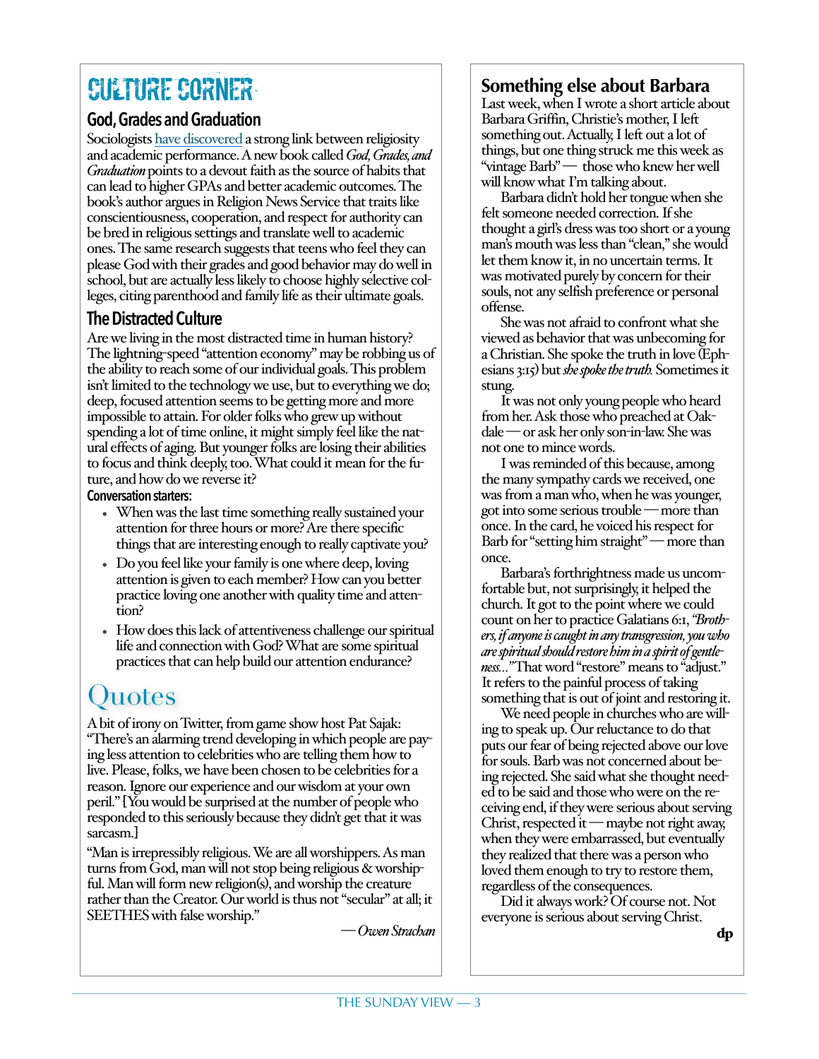# CULTURE CORNER

## God, Grades and Graduation

Sociologists have discovered a strong link between religiosity and academic performance. A new book called *God, Grades, and Graduation* points to a devout faith as the source of habits that can lead to higher GPAs and better academic outcomes. The book's author argues in Religion News Service that traits like conscientiousness, cooperation, and respect for authority can be bred in religious settings and translate well to academic ones. The same research suggests that teens who feel they can please God with their grades and good behavior may do well in school, but are actually less likely to choose highly selective colleges, citing parenthood and family life as their ultimate goals.

## The Distracted Culture

Are we living in the most distracted time in human history? The lightning-speed "attention economy" may be robbing us of the ability to reach some of our individual goals. This problem isn't limited to the technology we use, but to everything we do; deep, focused attention seems to be getting more and more impossible to attain. For older folks who grew up without spending a lot of time online, it might simply feel like the natural effects of aging. But younger folks are losing their abilities to focus and think deeply, too. What could it mean for the future, and how do we reverse it?

**Conversation starters:**

- When was the last time something really sustained your attention for three hours or more? Are there specific things that are interesting enough to really captivate you?
- Do you feel like your family is one where deep, loving attention is given to each member? How can you better practice loving one another with quality time and attention?
- How does this lack of attentiveness challenge our spiritual life and connection with God? What are some spiritual practices that can help build our attention endurance?

# Quotes

A bit of irony on Twitter, from game show host Pat Sajak: "There's an alarming trend developing in which people are paying less attention to celebrities who are telling them how to live. Please, folks, we have been chosen to be celebrities for a reason. Ignore our experience and our wisdom at your own peril." [You would be surprised at the number of people who responded to this seriously because they didn't get that it was sarcasm.]

"Man is irrepressibly religious. We are all worshippers. As man turns from God, man will not stop being religious & worshipful. Man will form new religion(s), and worship the creature rather than the Creator. Our world is thus not "secular" at all; it SEETHES with false worship."

— *Owen Strachan*

## Something else about Barbara

Last week, when I wrote a short article about Barbara Griffin, Christie's mother, I left something out. Actually, I left out a lot of things, but one thing struck me this week as "vintage Barb" — those who knew her well will know what I'm talking about.

Barbara didn't hold her tongue when she felt someone needed correction. If she thought a girl's dress was too short or a young man's mouth was less than "clean," she would let them know it, in no uncertain terms. It was motivated purely by concern for their souls, not any selfish preference or personal offense.

She was not afraid to confront what she viewed as behavior that was unbecoming for a Christian. She spoke the truth in love (Ephesians 3:15) but *she spoke the truth.* Sometimes it stung.

It was not only young people who heard from her. Ask those who preached at Oakdale — or ask her only son-in-law. She was not one to mince words.

I was reminded of this because, among the many sympathy cards we received, one was from a man who, when he was younger, got into some serious trouble — more than once. In the card, he voiced his respect for Barb for "setting him straight" — more than once.

Barbara's forthrightness made us uncomfortable but, not surprisingly, it helped the church. It got to the point where we could count on her to practice Galatians 6:1, *"Brothers, if anyone is caught in any transgression, you who are spiritual should restore him in a spirit of gentleness..."* That word "restore" means to "adjust." It refers to the painful process of taking something that is out of joint and restoring it.

We need people in churches who are willing to speak up. Our reluctance to do that puts our fear of being rejected above our love for souls. Barb was not concerned about being rejected. She said what she thought needed to be said and those who were on the receiving end, if they were serious about serving Christ, respected it — maybe not right away, when they were embarrassed, but eventually they realized that there was a person who loved them enough to try to restore them, regardless of the consequences.

Did it always work? Of course not. Not everyone is serious about serving Christ.

**dp**